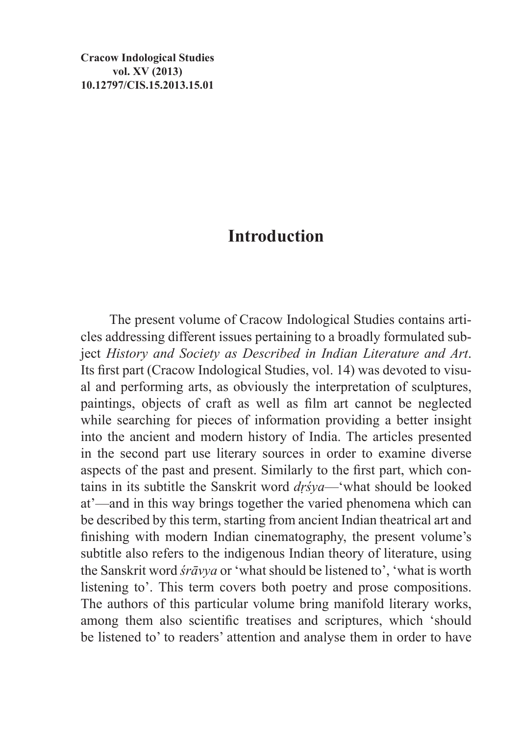**Cracow Indological Studies**
**vol. XV (2013)**
**10.12797/CIS.15.2013.15.01**

# Introduction

The present volume of Cracow Indological Studies contains articles addressing different issues pertaining to a broadly formulated subject *History and Society as Described in Indian Literature and Art*. Its first part (Cracow Indological Studies, vol. 14) was devoted to visual and performing arts, as obviously the interpretation of sculptures, paintings, objects of craft as well as film art cannot be neglected while searching for pieces of information providing a better insight into the ancient and modern history of India. The articles presented in the second part use literary sources in order to examine diverse aspects of the past and present. Similarly to the first part, which contains in its subtitle the Sanskrit word *dṛśya*—'what should be looked at'—and in this way brings together the varied phenomena which can be described by this term, starting from ancient Indian theatrical art and finishing with modern Indian cinematography, the present volume's subtitle also refers to the indigenous Indian theory of literature, using the Sanskrit word *śrāvya* or 'what should be listened to', 'what is worth listening to'. This term covers both poetry and prose compositions. The authors of this particular volume bring manifold literary works, among them also scientific treatises and scriptures, which 'should be listened to' to readers' attention and analyse them in order to have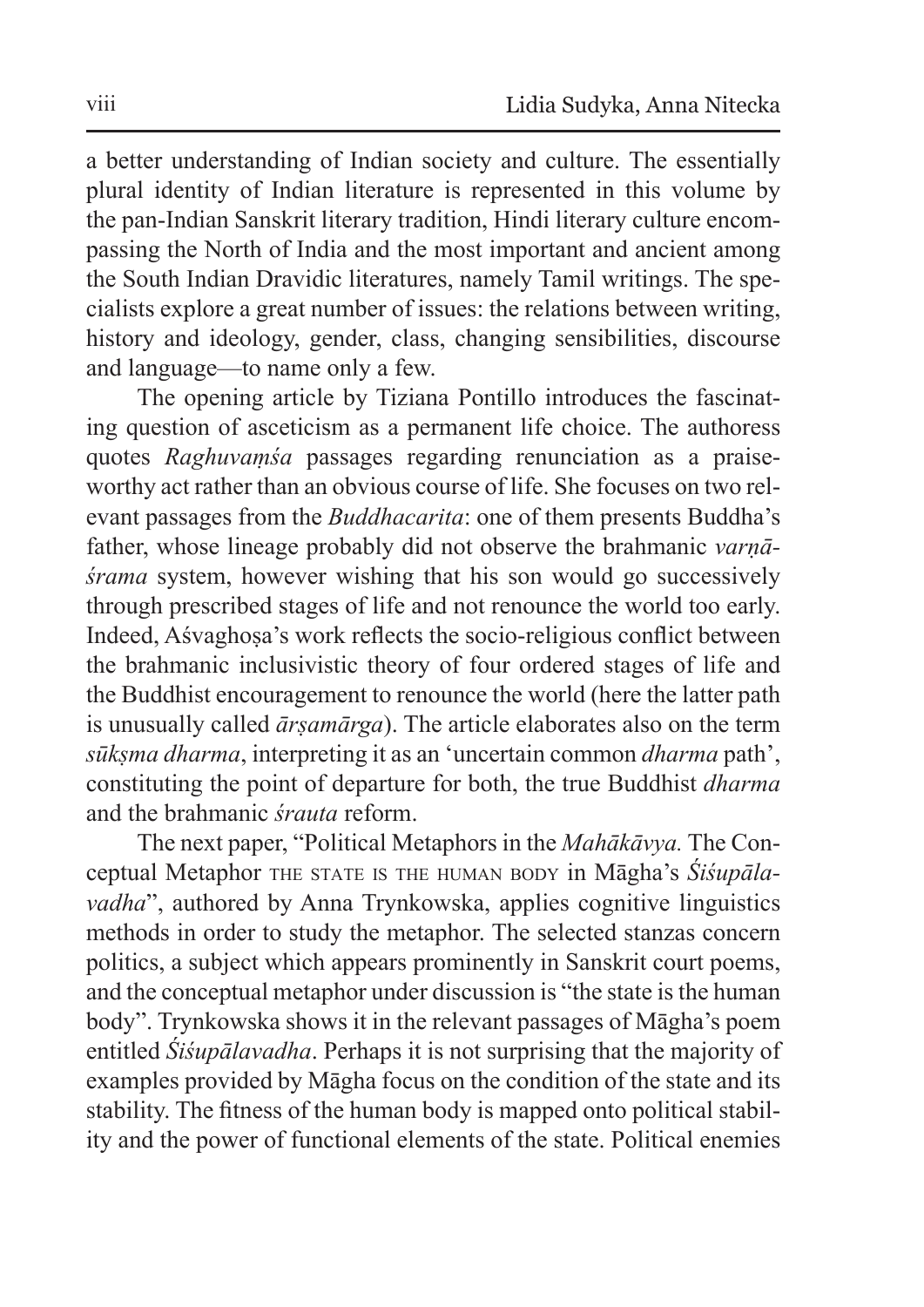a better understanding of Indian society and culture. The essentially plural identity of Indian literature is represented in this volume by the pan-Indian Sanskrit literary tradition, Hindi literary culture encompassing the North of India and the most important and ancient among the South Indian Dravidic literatures, namely Tamil writings. The specialists explore a great number of issues: the relations between writing, history and ideology, gender, class, changing sensibilities, discourse and language—to name only a few.

The opening article by Tiziana Pontillo introduces the fascinating question of asceticism as a permanent life choice. The authoress quotes *Raghuvaṃśa* passages regarding renunciation as a praiseworthy act rather than an obvious course of life. She focuses on two relevant passages from the *Buddhacarita*: one of them presents Buddha's father, whose lineage probably did not observe the brahmanic *varṇāśrama* system, however wishing that his son would go successively through prescribed stages of life and not renounce the world too early. Indeed, Aśvaghoṣa's work reflects the socio-religious conflict between the brahmanic inclusivistic theory of four ordered stages of life and the Buddhist encouragement to renounce the world (here the latter path is unusually called *ārṣamārga*). The article elaborates also on the term *sūkṣma dharma*, interpreting it as an 'uncertain common *dharma* path', constituting the point of departure for both, the true Buddhist *dharma* and the brahmanic *śrauta* reform.

The next paper, "Political Metaphors in the *Mahākāvya.* The Conceptual Metaphor THE STATE IS THE HUMAN BODY in Māgha's *Śiśupālavadha*", authored by Anna Trynkowska, applies cognitive linguistics methods in order to study the metaphor. The selected stanzas concern politics, a subject which appears prominently in Sanskrit court poems, and the conceptual metaphor under discussion is "the state is the human body". Trynkowska shows it in the relevant passages of Māgha's poem entitled *Śiśupālavadha*. Perhaps it is not surprising that the majority of examples provided by Māgha focus on the condition of the state and its stability. The fitness of the human body is mapped onto political stability and the power of functional elements of the state. Political enemies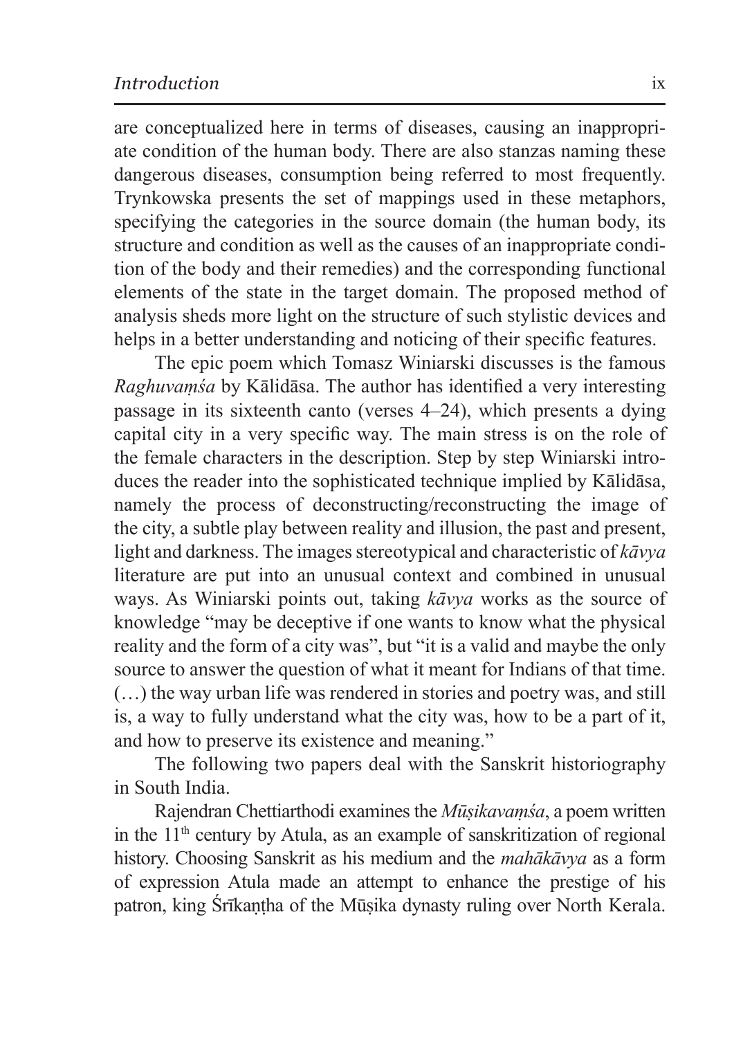are conceptualized here in terms of diseases, causing an inappropriate condition of the human body. There are also stanzas naming these dangerous diseases, consumption being referred to most frequently. Trynkowska presents the set of mappings used in these metaphors, specifying the categories in the source domain (the human body, its structure and condition as well as the causes of an inappropriate condition of the body and their remedies) and the corresponding functional elements of the state in the target domain. The proposed method of analysis sheds more light on the structure of such stylistic devices and helps in a better understanding and noticing of their specific features.

The epic poem which Tomasz Winiarski discusses is the famous *Raghuvaṃśa* by Kālidāsa. The author has identified a very interesting passage in its sixteenth canto (verses 4–24), which presents a dying capital city in a very specific way. The main stress is on the role of the female characters in the description. Step by step Winiarski introduces the reader into the sophisticated technique implied by Kālidāsa, namely the process of deconstructing/reconstructing the image of the city, a subtle play between reality and illusion, the past and present, light and darkness. The images stereotypical and characteristic of *kāvya* literature are put into an unusual context and combined in unusual ways. As Winiarski points out, taking *kāvya* works as the source of knowledge "may be deceptive if one wants to know what the physical reality and the form of a city was", but "it is a valid and maybe the only source to answer the question of what it meant for Indians of that time. (…) the way urban life was rendered in stories and poetry was, and still is, a way to fully understand what the city was, how to be a part of it, and how to preserve its existence and meaning."

The following two papers deal with the Sanskrit historiography in South India.

Rajendran Chettiarthodi examines the *Mūṣikavaṃśa*, a poem written in the 11th century by Atula, as an example of sanskritization of regional history. Choosing Sanskrit as his medium and the *mahākāvya* as a form of expression Atula made an attempt to enhance the prestige of his patron, king Śrīkaṇṭha of the Mūṣika dynasty ruling over North Kerala.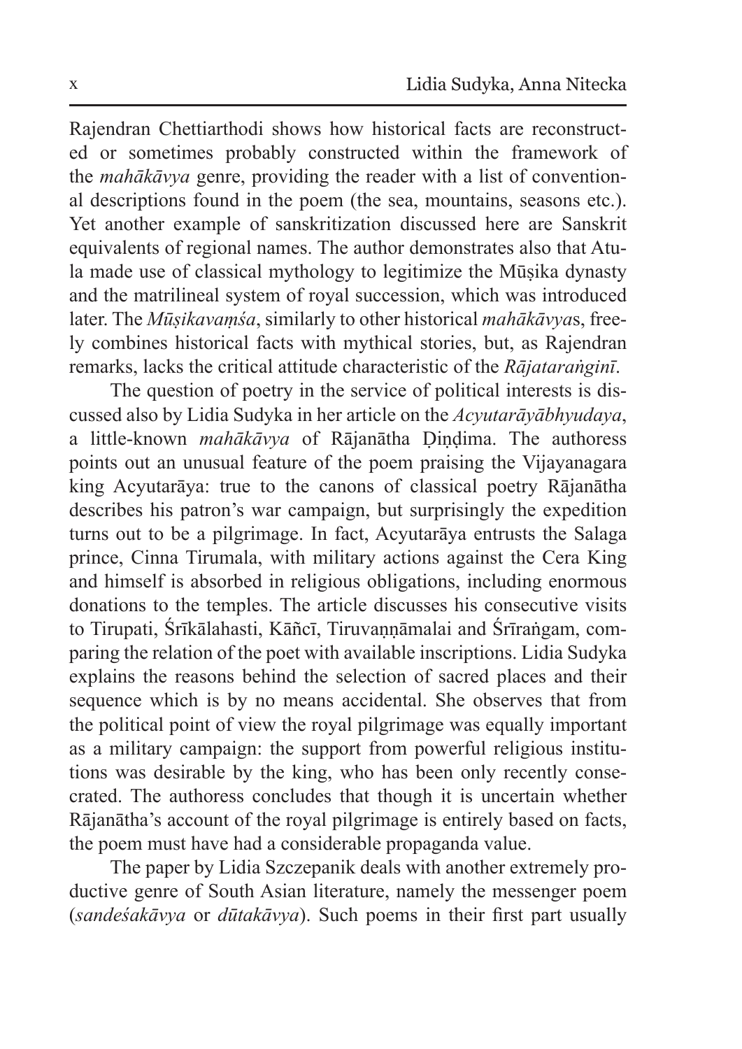Rajendran Chettiarthodi shows how historical facts are reconstructed or sometimes probably constructed within the framework of the *mahākāvya* genre, providing the reader with a list of conventional descriptions found in the poem (the sea, mountains, seasons etc.). Yet another example of sanskritization discussed here are Sanskrit equivalents of regional names. The author demonstrates also that Atula made use of classical mythology to legitimize the Mūṣika dynasty and the matrilineal system of royal succession, which was introduced later. The *Mūṣikavaṃśa*, similarly to other historical *mahākāvya*s, freely combines historical facts with mythical stories, but, as Rajendran remarks, lacks the critical attitude characteristic of the *Rājataraṅginī*.

The question of poetry in the service of political interests is discussed also by Lidia Sudyka in her article on the *Acyutarāyābhyudaya*, a little-known *mahākāvya* of Rājanātha Ḍiṇḍima. The authoress points out an unusual feature of the poem praising the Vijayanagara king Acyutarāya: true to the canons of classical poetry Rājanātha describes his patron's war campaign, but surprisingly the expedition turns out to be a pilgrimage. In fact, Acyutarāya entrusts the Salaga prince, Cinna Tirumala, with military actions against the Cera King and himself is absorbed in religious obligations, including enormous donations to the temples. The article discusses his consecutive visits to Tirupati, Śrīkālahasti, Kāñcī, Tiruvaṇṇāmalai and Śrīraṅgam, comparing the relation of the poet with available inscriptions. Lidia Sudyka explains the reasons behind the selection of sacred places and their sequence which is by no means accidental. She observes that from the political point of view the royal pilgrimage was equally important as a military campaign: the support from powerful religious institutions was desirable by the king, who has been only recently consecrated. The authoress concludes that though it is uncertain whether Rājanātha's account of the royal pilgrimage is entirely based on facts, the poem must have had a considerable propaganda value.

The paper by Lidia Szczepanik deals with another extremely productive genre of South Asian literature, namely the messenger poem (*sandeśakāvya* or *dūtakāvya*). Such poems in their first part usually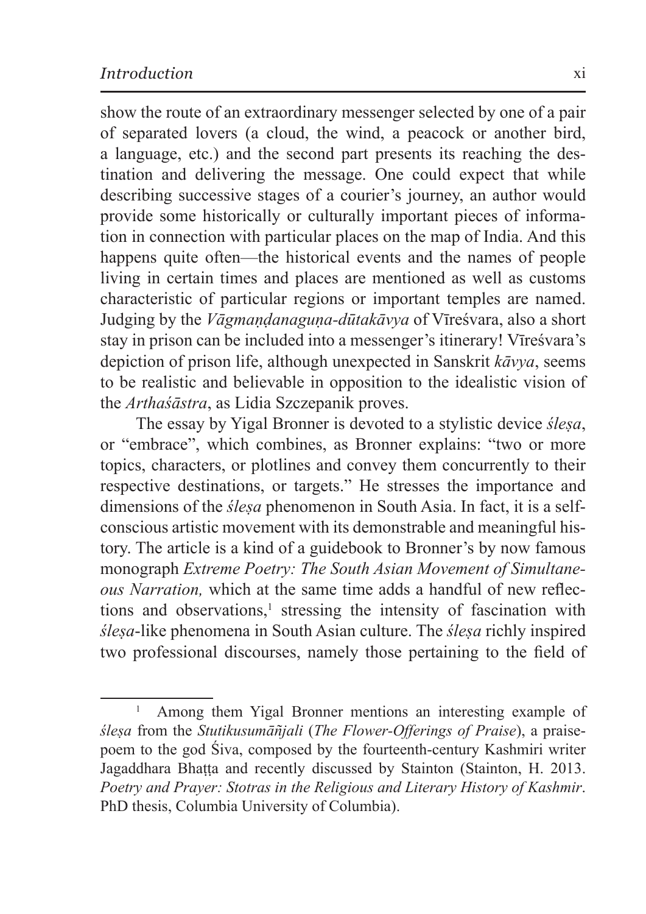show the route of an extraordinary messenger selected by one of a pair of separated lovers (a cloud, the wind, a peacock or another bird, a language, etc.) and the second part presents its reaching the destination and delivering the message. One could expect that while describing successive stages of a courier's journey, an author would provide some historically or culturally important pieces of information in connection with particular places on the map of India. And this happens quite often—the historical events and the names of people living in certain times and places are mentioned as well as customs characteristic of particular regions or important temples are named. Judging by the *Vāgmaṇḍanaguṇa-dūtakāvya* of Vīreśvara, also a short stay in prison can be included into a messenger's itinerary! Vīreśvara's depiction of prison life, although unexpected in Sanskrit *kāvya*, seems to be realistic and believable in opposition to the idealistic vision of the *Arthaśāstra*, as Lidia Szczepanik proves.

The essay by Yigal Bronner is devoted to a stylistic device *śleṣa*, or "embrace", which combines, as Bronner explains: "two or more topics, characters, or plotlines and convey them concurrently to their respective destinations, or targets." He stresses the importance and dimensions of the *śleṣa* phenomenon in South Asia. In fact, it is a self-conscious artistic movement with its demonstrable and meaningful history. The article is a kind of a guidebook to Bronner's by now famous monograph *Extreme Poetry: The South Asian Movement of Simultaneous Narration,* which at the same time adds a handful of new reflections and observations,[1] stressing the intensity of fascination with *śleṣa*-like phenomena in South Asian culture. The *śleṣa* richly inspired two professional discourses, namely those pertaining to the field of

---

[1] Among them Yigal Bronner mentions an interesting example of *śleṣa* from the *Stutikusumāñjali* (*The Flower-Offerings of Praise*), a praise-poem to the god Śiva, composed by the fourteenth-century Kashmiri writer Jagaddhara Bhaṭṭa and recently discussed by Stainton (Stainton, H. 2013. *Poetry and Prayer: Stotras in the Religious and Literary History of Kashmir*. PhD thesis, Columbia University of Columbia).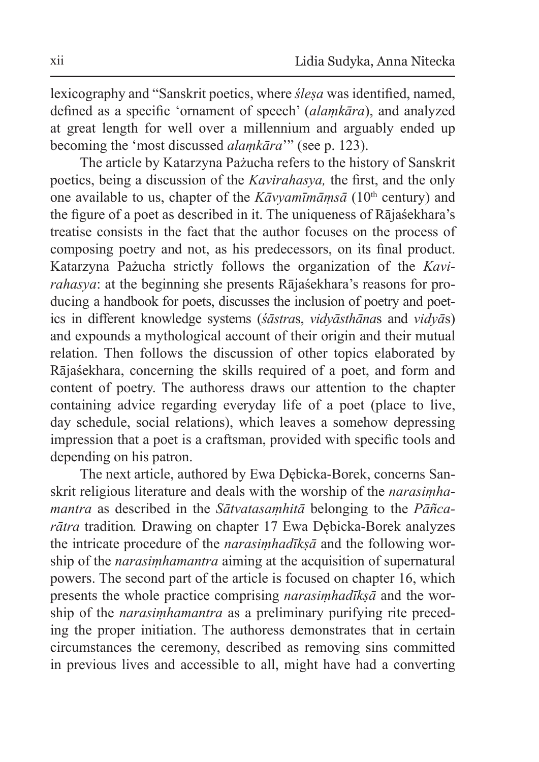lexicography and "Sanskrit poetics, where *śleṣa* was identified, named, defined as a specific 'ornament of speech' (*alaṃkāra*), and analyzed at great length for well over a millennium and arguably ended up becoming the 'most discussed *alaṃkāra*'" (see p. 123).

The article by Katarzyna Pażucha refers to the history of Sanskrit poetics, being a discussion of the *Kavirahasya,* the first, and the only one available to us, chapter of the *Kāvyamīmāṃsā* (10th century) and the figure of a poet as described in it. The uniqueness of Rājaśekhara's treatise consists in the fact that the author focuses on the process of composing poetry and not, as his predecessors, on its final product. Katarzyna Pażucha strictly follows the organization of the *Kavirahasya*: at the beginning she presents Rājaśekhara's reasons for producing a handbook for poets, discusses the inclusion of poetry and poetics in different knowledge systems (*śāstra*s, *vidyāsthāna*s and *vidyā*s) and expounds a mythological account of their origin and their mutual relation. Then follows the discussion of other topics elaborated by Rājaśekhara, concerning the skills required of a poet, and form and content of poetry. The authoress draws our attention to the chapter containing advice regarding everyday life of a poet (place to live, day schedule, social relations), which leaves a somehow depressing impression that a poet is a craftsman, provided with specific tools and depending on his patron.

The next article, authored by Ewa Dębicka-Borek, concerns Sanskrit religious literature and deals with the worship of the *narasiṃhamantra* as described in the *Sātvatasaṃhitā* belonging to the *Pāñcarātra* tradition*.* Drawing on chapter 17 Ewa Dębicka-Borek analyzes the intricate procedure of the *narasiṃhadīkṣā* and the following worship of the *narasiṃhamantra* aiming at the acquisition of supernatural powers. The second part of the article is focused on chapter 16, which presents the whole practice comprising *narasiṃhadīkṣā* and the worship of the *narasiṃhamantra* as a preliminary purifying rite preceding the proper initiation. The authoress demonstrates that in certain circumstances the ceremony, described as removing sins committed in previous lives and accessible to all, might have had a converting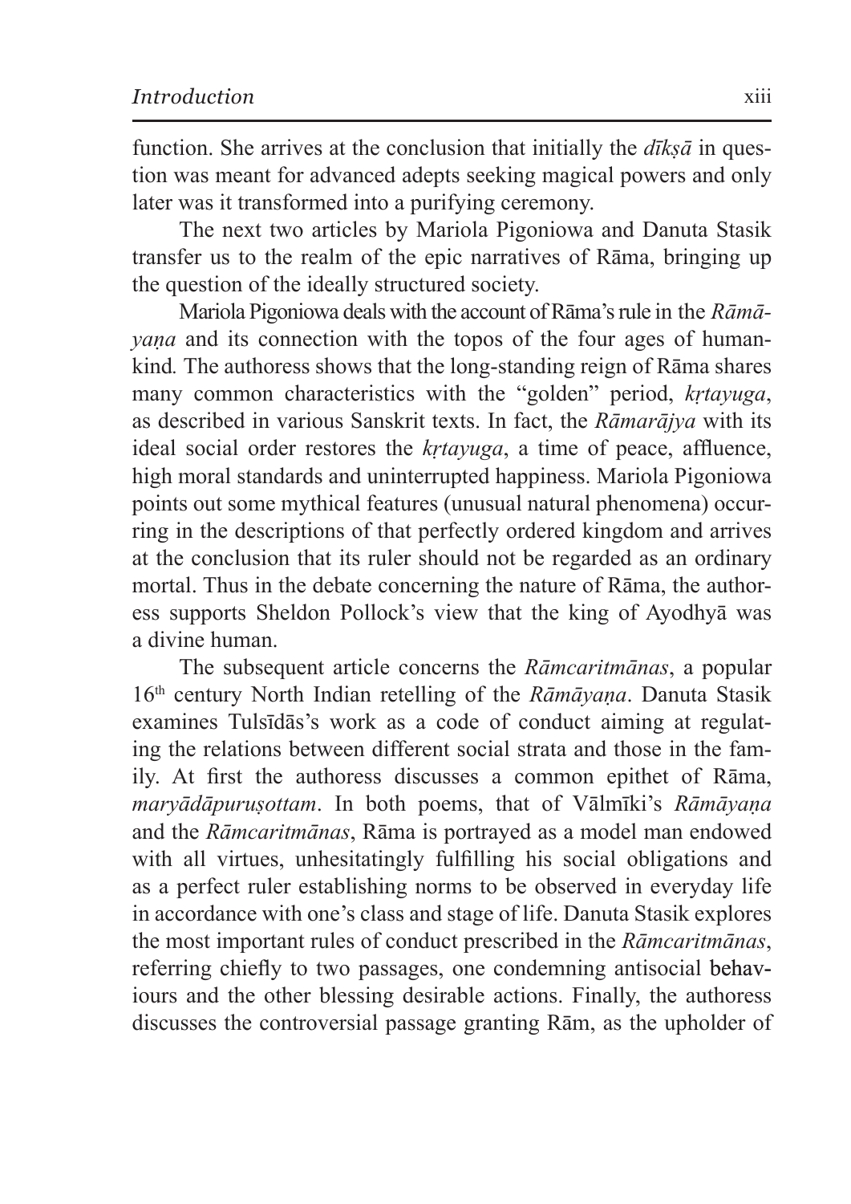function. She arrives at the conclusion that initially the *dīkṣā* in question was meant for advanced adepts seeking magical powers and only later was it transformed into a purifying ceremony.

The next two articles by Mariola Pigoniowa and Danuta Stasik transfer us to the realm of the epic narratives of Rāma, bringing up the question of the ideally structured society.

Mariola Pigoniowa deals with the account of Rāma's rule in the *Rāmāyaṇa* and its connection with the topos of the four ages of humankind. The authoress shows that the long-standing reign of Rāma shares many common characteristics with the "golden" period, *kṛtayuga*, as described in various Sanskrit texts. In fact, the *Rāmarājya* with its ideal social order restores the *kṛtayuga*, a time of peace, affluence, high moral standards and uninterrupted happiness. Mariola Pigoniowa points out some mythical features (unusual natural phenomena) occurring in the descriptions of that perfectly ordered kingdom and arrives at the conclusion that its ruler should not be regarded as an ordinary mortal. Thus in the debate concerning the nature of Rāma, the authoress supports Sheldon Pollock's view that the king of Ayodhyā was a divine human.

The subsequent article concerns the *Rāmcaritmānas*, a popular 16th century North Indian retelling of the *Rāmāyaṇa*. Danuta Stasik examines Tulsīdās's work as a code of conduct aiming at regulating the relations between different social strata and those in the family. At first the authoress discusses a common epithet of Rāma, *maryādāpuruṣottam*. In both poems, that of Vālmīki's *Rāmāyaṇa* and the *Rāmcaritmānas*, Rāma is portrayed as a model man endowed with all virtues, unhesitatingly fulfilling his social obligations and as a perfect ruler establishing norms to be observed in everyday life in accordance with one's class and stage of life. Danuta Stasik explores the most important rules of conduct prescribed in the *Rāmcaritmānas*, referring chiefly to two passages, one condemning antisocial behaviours and the other blessing desirable actions. Finally, the authoress discusses the controversial passage granting Rām, as the upholder of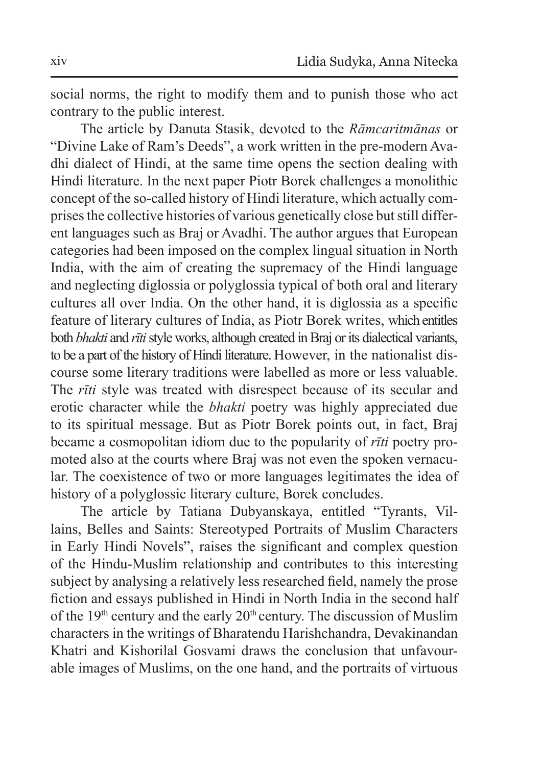social norms, the right to modify them and to punish those who act contrary to the public interest.

The article by Danuta Stasik, devoted to the *Rāmcaritmānas* or "Divine Lake of Ram's Deeds", a work written in the pre-modern Avadhi dialect of Hindi, at the same time opens the section dealing with Hindi literature. In the next paper Piotr Borek challenges a monolithic concept of the so-called history of Hindi literature, which actually comprises the collective histories of various genetically close but still different languages such as Braj or Avadhi. The author argues that European categories had been imposed on the complex lingual situation in North India, with the aim of creating the supremacy of the Hindi language and neglecting diglossia or polyglossia typical of both oral and literary cultures all over India. On the other hand, it is diglossia as a specific feature of literary cultures of India, as Piotr Borek writes, which entitles both *bhakti* and *rīti* style works, although created in Braj or its dialectical variants, to be a part of the history of Hindi literature. However, in the nationalist discourse some literary traditions were labelled as more or less valuable. The *rīti* style was treated with disrespect because of its secular and erotic character while the *bhakti* poetry was highly appreciated due to its spiritual message. But as Piotr Borek points out, in fact, Braj became a cosmopolitan idiom due to the popularity of *rīti* poetry promoted also at the courts where Braj was not even the spoken vernacular. The coexistence of two or more languages legitimates the idea of history of a polyglossic literary culture, Borek concludes.

The article by Tatiana Dubyanskaya, entitled "Tyrants, Villains, Belles and Saints: Stereotyped Portraits of Muslim Characters in Early Hindi Novels", raises the significant and complex question of the Hindu-Muslim relationship and contributes to this interesting subject by analysing a relatively less researched field, namely the prose fiction and essays published in Hindi in North India in the second half of the 19th century and the early 20th century. The discussion of Muslim characters in the writings of Bharatendu Harishchandra, Devakinandan Khatri and Kishorilal Gosvami draws the conclusion that unfavourable images of Muslims, on the one hand, and the portraits of virtuous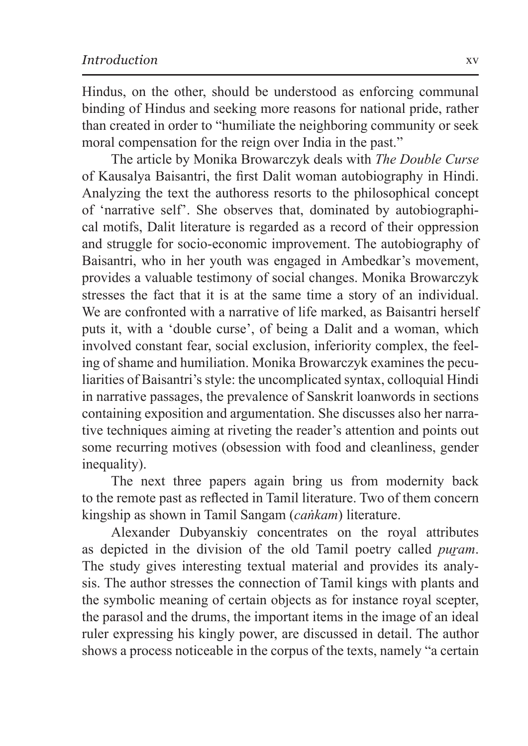Hindus, on the other, should be understood as enforcing communal binding of Hindus and seeking more reasons for national pride, rather than created in order to "humiliate the neighboring community or seek moral compensation for the reign over India in the past."

The article by Monika Browarczyk deals with *The Double Curse* of Kausalya Baisantri, the first Dalit woman autobiography in Hindi. Analyzing the text the authoress resorts to the philosophical concept of 'narrative self'. She observes that, dominated by autobiographical motifs, Dalit literature is regarded as a record of their oppression and struggle for socio-economic improvement. The autobiography of Baisantri, who in her youth was engaged in Ambedkar's movement, provides a valuable testimony of social changes. Monika Browarczyk stresses the fact that it is at the same time a story of an individual. We are confronted with a narrative of life marked, as Baisantri herself puts it, with a 'double curse', of being a Dalit and a woman, which involved constant fear, social exclusion, inferiority complex, the feeling of shame and humiliation. Monika Browarczyk examines the peculiarities of Baisantri's style: the uncomplicated syntax, colloquial Hindi in narrative passages, the prevalence of Sanskrit loanwords in sections containing exposition and argumentation. She discusses also her narrative techniques aiming at riveting the reader's attention and points out some recurring motives (obsession with food and cleanliness, gender inequality).

The next three papers again bring us from modernity back to the remote past as reflected in Tamil literature. Two of them concern kingship as shown in Tamil Sangam (*caṅkam*) literature.

Alexander Dubyanskiy concentrates on the royal attributes as depicted in the division of the old Tamil poetry called *puṟam*. The study gives interesting textual material and provides its analysis. The author stresses the connection of Tamil kings with plants and the symbolic meaning of certain objects as for instance royal scepter, the parasol and the drums, the important items in the image of an ideal ruler expressing his kingly power, are discussed in detail. The author shows a process noticeable in the corpus of the texts, namely "a certain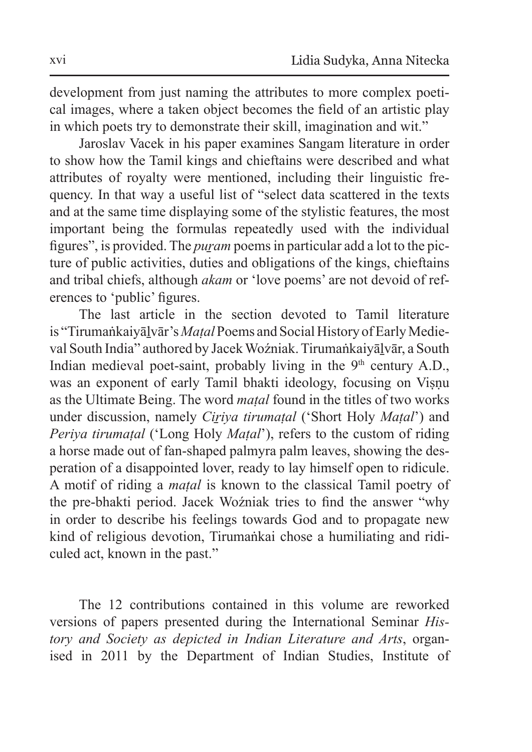development from just naming the attributes to more complex poetical images, where a taken object becomes the field of an artistic play in which poets try to demonstrate their skill, imagination and wit."

Jaroslav Vacek in his paper examines Sangam literature in order to show how the Tamil kings and chieftains were described and what attributes of royalty were mentioned, including their linguistic frequency. In that way a useful list of "select data scattered in the texts and at the same time displaying some of the stylistic features, the most important being the formulas repeatedly used with the individual figures", is provided. The *puṟam* poems in particular add a lot to the picture of public activities, duties and obligations of the kings, chieftains and tribal chiefs, although *akam* or 'love poems' are not devoid of references to 'public' figures.

The last article in the section devoted to Tamil literature is "Tirumaṅkaiyāḻvār's *Maṭal* Poems and Social History of Early Medieval South India" authored by Jacek Woźniak. Tirumaṅkaiyāḻvār, a South Indian medieval poet-saint, probably living in the 9th century A.D., was an exponent of early Tamil bhakti ideology, focusing on Viṣṇu as the Ultimate Being. The word *maṭal* found in the titles of two works under discussion, namely *Ciṟiya tirumaṭal* ('Short Holy *Maṭal*') and *Periya tirumaṭal* ('Long Holy *Maṭal*'), refers to the custom of riding a horse made out of fan-shaped palmyra palm leaves, showing the desperation of a disappointed lover, ready to lay himself open to ridicule. A motif of riding a *maṭal* is known to the classical Tamil poetry of the pre-bhakti period. Jacek Woźniak tries to find the answer "why in order to describe his feelings towards God and to propagate new kind of religious devotion, Tirumaṅkai chose a humiliating and ridiculed act, known in the past."

The 12 contributions contained in this volume are reworked versions of papers presented during the International Seminar *History and Society as depicted in Indian Literature and Arts*, organised in 2011 by the Department of Indian Studies, Institute of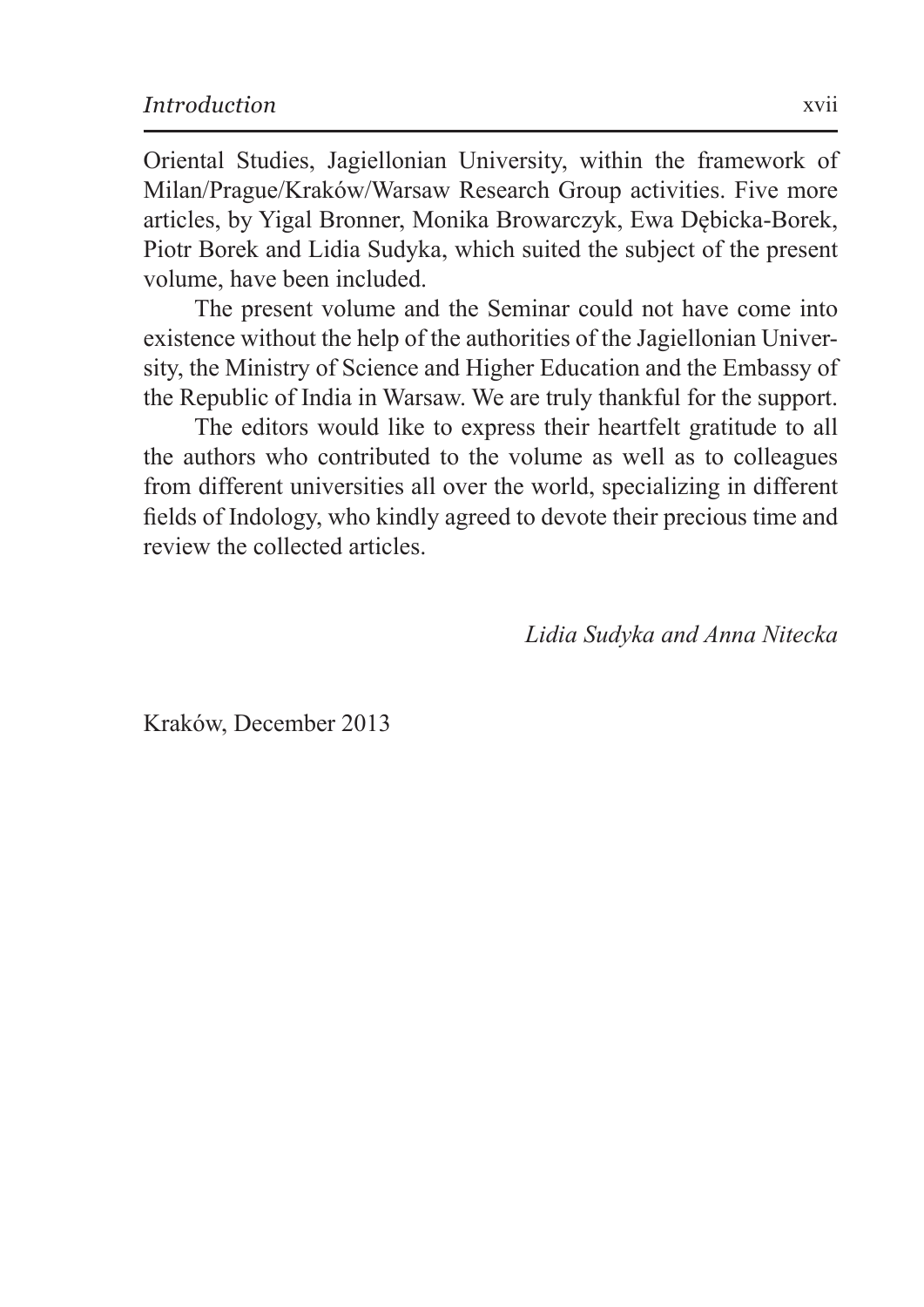Oriental Studies, Jagiellonian University, within the framework of Milan/Prague/Kraków/Warsaw Research Group activities. Five more articles, by Yigal Bronner, Monika Browarczyk, Ewa Dębicka-Borek, Piotr Borek and Lidia Sudyka, which suited the subject of the present volume, have been included.

The present volume and the Seminar could not have come into existence without the help of the authorities of the Jagiellonian University, the Ministry of Science and Higher Education and the Embassy of the Republic of India in Warsaw. We are truly thankful for the support.

The editors would like to express their heartfelt gratitude to all the authors who contributed to the volume as well as to colleagues from different universities all over the world, specializing in different fields of Indology, who kindly agreed to devote their precious time and review the collected articles.

*Lidia Sudyka and Anna Nitecka*

Kraków, December 2013